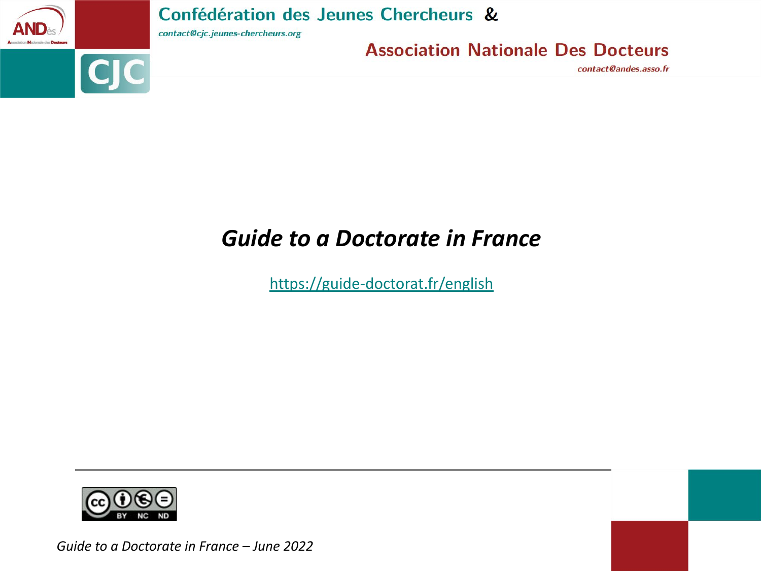Confédération des Jeunes Chercheurs &

contact@cjc.jeunes-chercheurs.org

Association Nationale Des Docteurs

contact@andes.asso.fr

# *Guide to a Doctorate in France*

https://guide-doctorat.fr/english

*Guide to a Doctorate in France – June 2022*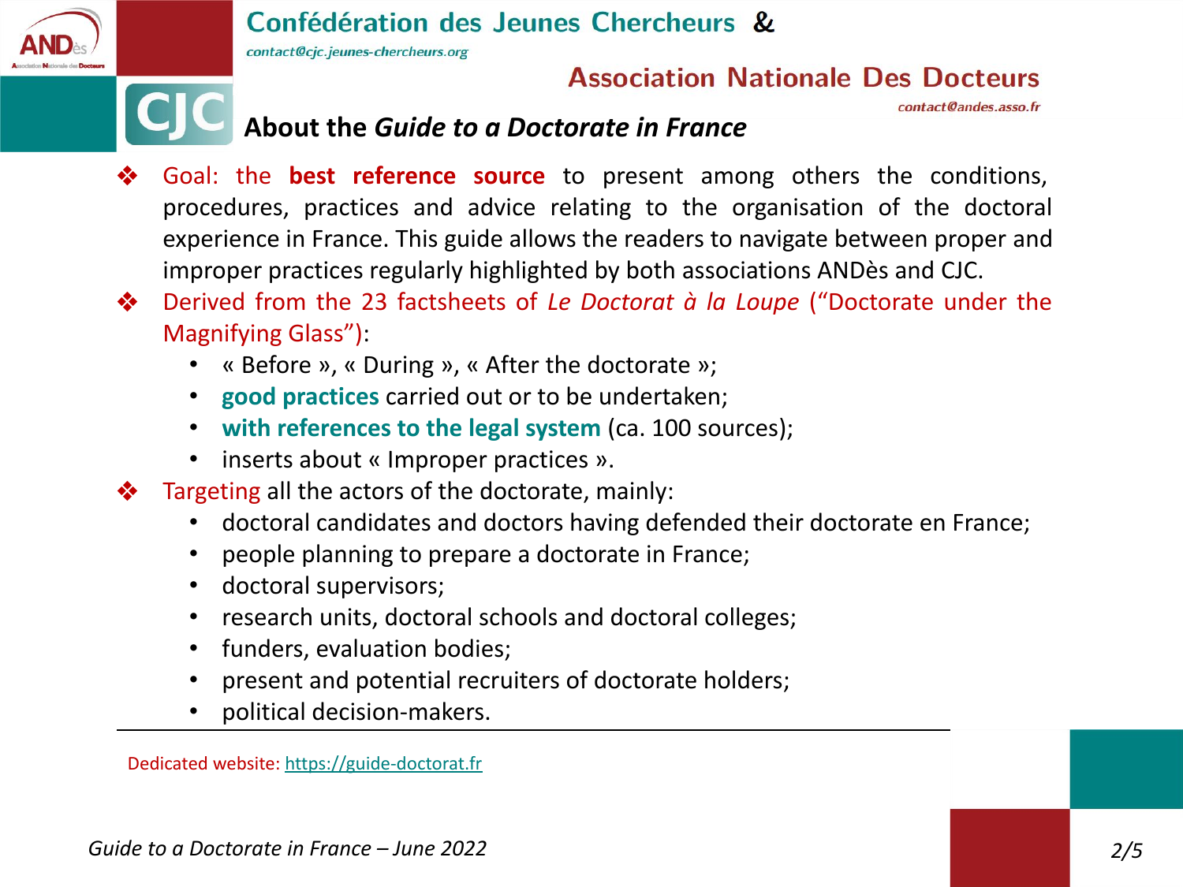Confédération des Jeunes Chercheurs &

contact@cjc.jeunes-chercheurs.org

Association Nationale Des Docteurs

contact@andes.asso.fr

# About the *Guide to a Doctorate in France*

- Goal: the **best reference source** to present among others the conditions, procedures, practices and advice relating to the organisation of the doctoral experience in France. This guide allows the readers to navigate between proper and improper practices regularly highlighted by both associations ANDès and CJC.
- Derived from the 23 factsheets of *Le Doctorat à la Loupe* ("Doctorate under the Magnifying Glass"):
  - « Before », « During », « After the doctorate »;
  - **good practices** carried out or to be undertaken;
  - **with references to the legal system** (ca. 100 sources);
  - inserts about « Improper practices ».
- Targeting all the actors of the doctorate, mainly:
  - doctoral candidates and doctors having defended their doctorate en France;
  - people planning to prepare a doctorate in France;
  - doctoral supervisors;
  - research units, doctoral schools and doctoral colleges;
  - funders, evaluation bodies;
  - present and potential recruiters of doctorate holders;
  - political decision-makers.

---

Dedicated website: https://guide-doctorat.fr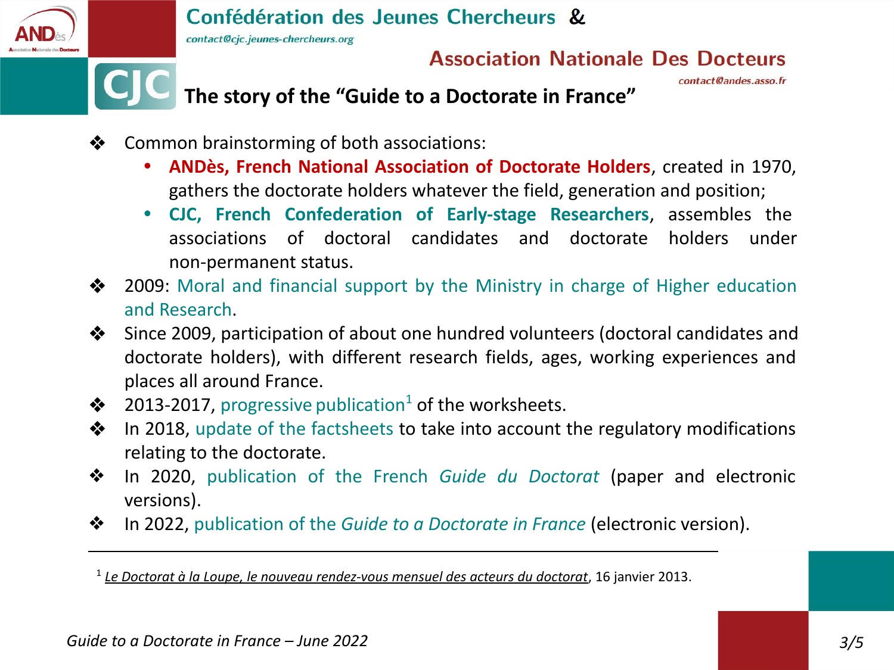Confédération des Jeunes Chercheurs &

contact@cjc.jeunes-chercheurs.org

Association Nationale Des Docteurs

contact@andes.asso.fr

# The story of the "Guide to a Doctorate in France"

- Common brainstorming of both associations:
  - **ANDès, French National Association of Doctorate Holders**, created in 1970, gathers the doctorate holders whatever the field, generation and position;
  - **CJC, French Confederation of Early-stage Researchers**, assembles the associations of doctoral candidates and doctorate holders under non-permanent status.
- 2009: Moral and financial support by the Ministry in charge of Higher education and Research.
- Since 2009, participation of about one hundred volunteers (doctoral candidates and doctorate holders), with different research fields, ages, working experiences and places all around France.
- 2013-2017, progressive publication[1] of the worksheets.
- In 2018, update of the factsheets to take into account the regulatory modifications relating to the doctorate.
- In 2020, publication of the French *Guide du Doctorat* (paper and electronic versions).
- In 2022, publication of the *Guide to a Doctorate in France* (electronic version).

---

[1] *Le Doctorat à la Loupe, le nouveau rendez-vous mensuel des acteurs du doctorat*, 16 janvier 2013.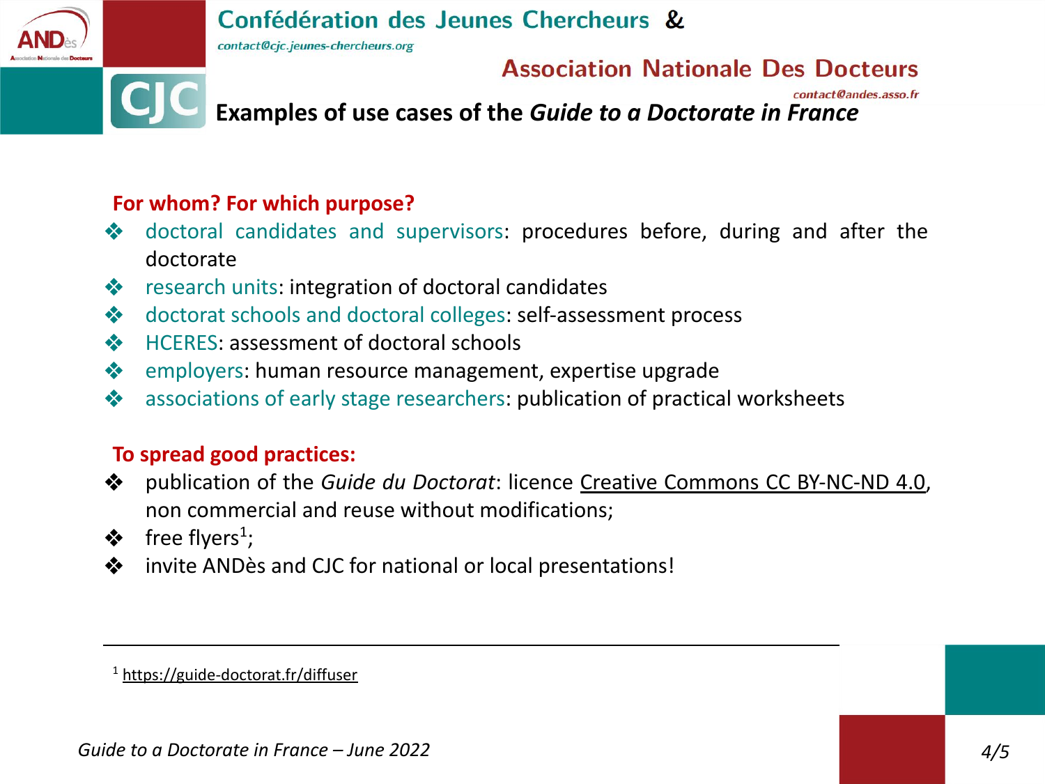# Confédération des Jeunes Chercheurs & Association Nationale Des Docteurs

contact@cjc.jeunes-chercheurs.org

contact@andes.asso.fr

## Examples of use cases of the *Guide to a Doctorate in France*

**For whom? For which purpose?**

- doctoral candidates and supervisors: procedures before, during and after the doctorate
- research units: integration of doctoral candidates
- doctorat schools and doctoral colleges: self-assessment process
- HCERES: assessment of doctoral schools
- employers: human resource management, expertise upgrade
- associations of early stage researchers: publication of practical worksheets

**To spread good practices:**

- publication of the *Guide du Doctorat*: licence Creative Commons CC BY-NC-ND 4.0, non commercial and reuse without modifications;
- free flyers[1];
- invite ANDès and CJC for national or local presentations!

[1] https://guide-doctorat.fr/diffuser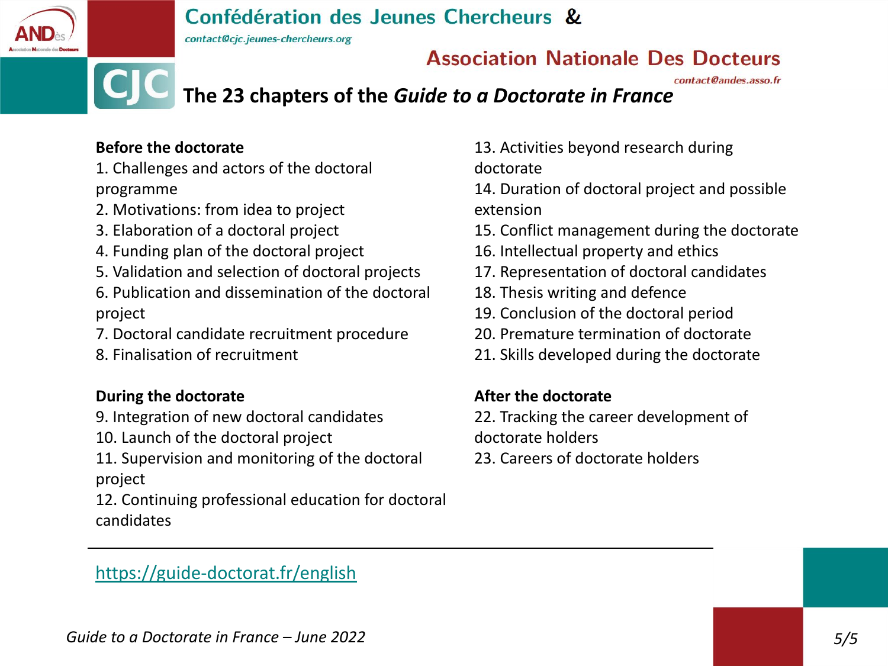Confédération des Jeunes Chercheurs &

contact@cjc.jeunes-chercheurs.org

Association Nationale Des Docteurs

contact@andes.asso.fr

# The 23 chapters of the *Guide to a Doctorate in France*

**Before the doctorate**

1. Challenges and actors of the doctoral programme
2. Motivations: from idea to project
3. Elaboration of a doctoral project
4. Funding plan of the doctoral project
5. Validation and selection of doctoral projects
6. Publication and dissemination of the doctoral project
7. Doctoral candidate recruitment procedure
8. Finalisation of recruitment

**During the doctorate**

9. Integration of new doctoral candidates
10. Launch of the doctoral project
11. Supervision and monitoring of the doctoral project
12. Continuing professional education for doctoral candidates
13. Activities beyond research during doctorate
14. Duration of doctoral project and possible extension
15. Conflict management during the doctorate
16. Intellectual property and ethics
17. Representation of doctoral candidates
18. Thesis writing and defence
19. Conclusion of the doctoral period
20. Premature termination of doctorate
21. Skills developed during the doctorate

**After the doctorate**

22. Tracking the career development of doctorate holders
23. Careers of doctorate holders

---

https://guide-doctorat.fr/english

*Guide to a Doctorate in France – June 2022*